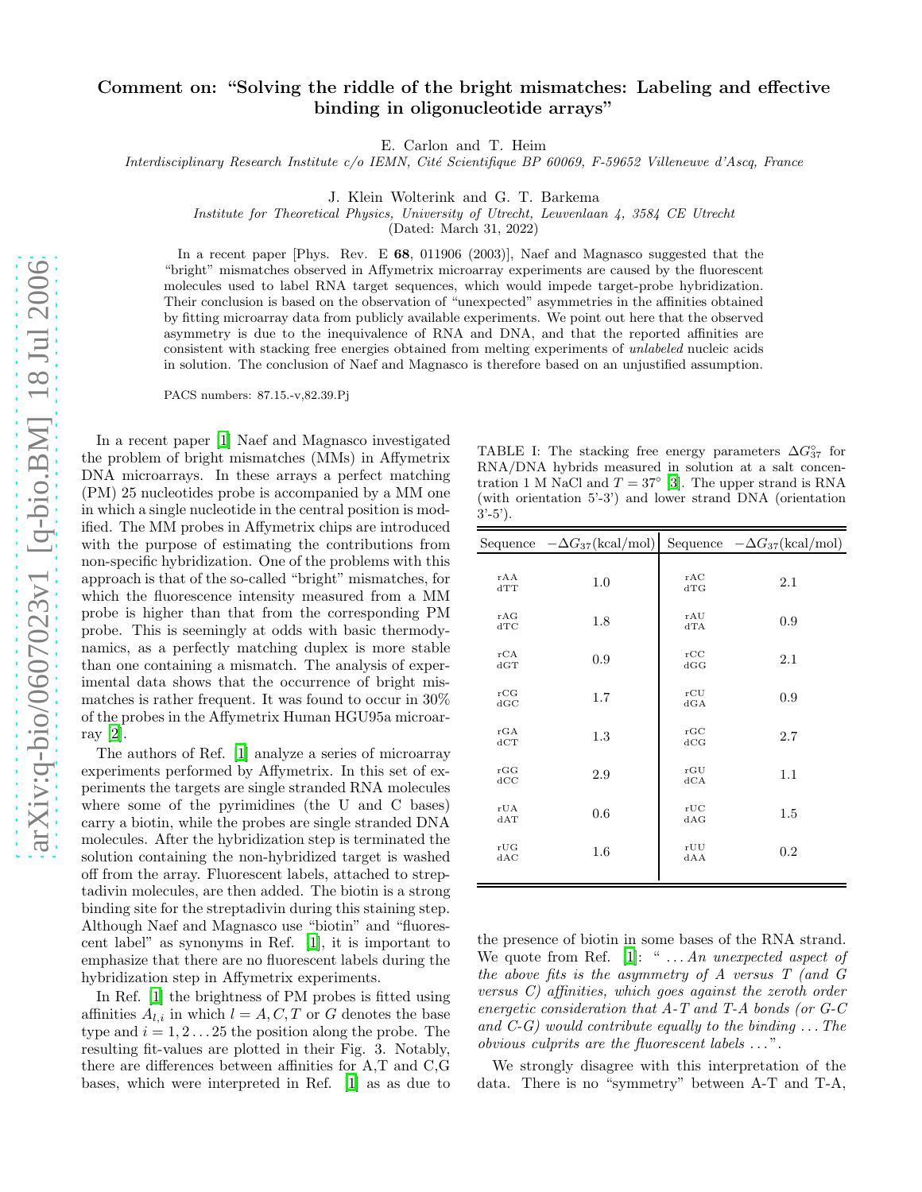# Comment on: "Solving the riddle of the bright mismatches: Labeling and effective binding in oligonucleotide arrays"

E. Carlon and T. Heim

*Interdisciplinary Research Institute c/o IEMN, Cité Scientifique BP 60069, F-59652 Villeneuve d'Ascq, France*

J. Klein Wolterink and G. T. Barkema

*Institute for Theoretical Physics, University of Utrecht, Leuvenlaan 4, 3584 CE Utrecht*

(Dated: March 31, 2022)

In a recent paper [Phys. Rev. E **68**, 011906 (2003)], Naef and Magnasco suggested that the "bright" mismatches observed in Affymetrix microarray experiments are caused by the fluorescent molecules used to label RNA target sequences, which would impede target-probe hybridization. Their conclusion is based on the observation of "unexpected" asymmetries in the affinities obtained by fitting microarray data from publicly available experiments. We point out here that the observed asymmetry is due to the inequivalence of RNA and DNA, and that the reported affinities are consistent with stacking free energies obtained from melting experiments of *unlabeled* nucleic acids in solution. The conclusion of Naef and Magnasco is therefore based on an unjustified assumption.

PACS numbers: 87.15.-v,82.39.Pj

In a recent paper [1] Naef and Magnasco investigated the problem of bright mismatches (MMs) in Affymetrix DNA microarrays. In these arrays a perfect matching (PM) 25 nucleotides probe is accompanied by a MM one in which a single nucleotide in the central position is modified. The MM probes in Affymetrix chips are introduced with the purpose of estimating the contributions from non-specific hybridization. One of the problems with this approach is that of the so-called "bright" mismatches, for which the fluorescence intensity measured from a MM probe is higher than that from the corresponding PM probe. This is seemingly at odds with basic thermodynamics, as a perfectly matching duplex is more stable than one containing a mismatch. The analysis of experimental data shows that the occurrence of bright mismatches is rather frequent. It was found to occur in 30% of the probes in the Affymetrix Human HGU95a microarray [2].

The authors of Ref. [1] analyze a series of microarray experiments performed by Affymetrix. In this set of experiments the targets are single stranded RNA molecules where some of the pyrimidines (the U and C bases) carry a biotin, while the probes are single stranded DNA molecules. After the hybridization step is terminated the solution containing the non-hybridized target is washed off from the array. Fluorescent labels, attached to streptadivin molecules, are then added. The biotin is a strong binding site for the streptadivin during this staining step. Although Naef and Magnasco use "biotin" and "fluorescent label" as synonyms in Ref. [1], it is important to emphasize that there are no fluorescent labels during the hybridization step in Affymetrix experiments.

In Ref. [1] the brightness of PM probes is fitted using affinities $A_{l,i}$ in which $l = A, C, T$ or $G$ denotes the base type and $i = 1, 2 \ldots 25$ the position along the probe. The resulting fit-values are plotted in their Fig. 3. Notably, there are differences between affinities for A,T and C,G bases, which were interpreted in Ref. [1] as as due to the presence of biotin in some bases of the RNA strand. We quote from Ref. [1]: " *. . . An unexpected aspect of the above fits is the asymmetry of A versus T (and G versus C) affinities, which goes against the zeroth order energetic consideration that A-T and T-A bonds (or G-C and C-G) would contribute equally to the binding . . . The obvious culprits are the fluorescent labels . . .*".

TABLE I: The stacking free energy parameters $\Delta G^\circ_{37}$ for RNA/DNA hybrids measured in solution at a salt concentration 1 M NaCl and $T = 37^\circ$ [3]. The upper strand is RNA (with orientation 5'-3') and lower strand DNA (orientation 3'-5').

| Sequence | $-\Delta G_{37}$(kcal/mol) | Sequence | $-\Delta G_{37}$(kcal/mol) |
|---|---|---|---|
| rAA / dTT | 1.0 | rAC / dTG | 2.1 |
| rAG / dTC | 1.8 | rAU / dTA | 0.9 |
| rCA / dGT | 0.9 | rCC / dGG | 2.1 |
| rCG / dGC | 1.7 | rCU / dGA | 0.9 |
| rGA / dCT | 1.3 | rGC / dCG | 2.7 |
| rGG / dCC | 2.9 | rGU / dCA | 1.1 |
| rUA / dAT | 0.6 | rUC / dAG | 1.5 |
| rUG / dAC | 1.6 | rUU / dAA | 0.2 |

We strongly disagree with this interpretation of the data. There is no "symmetry" between A-T and T-A,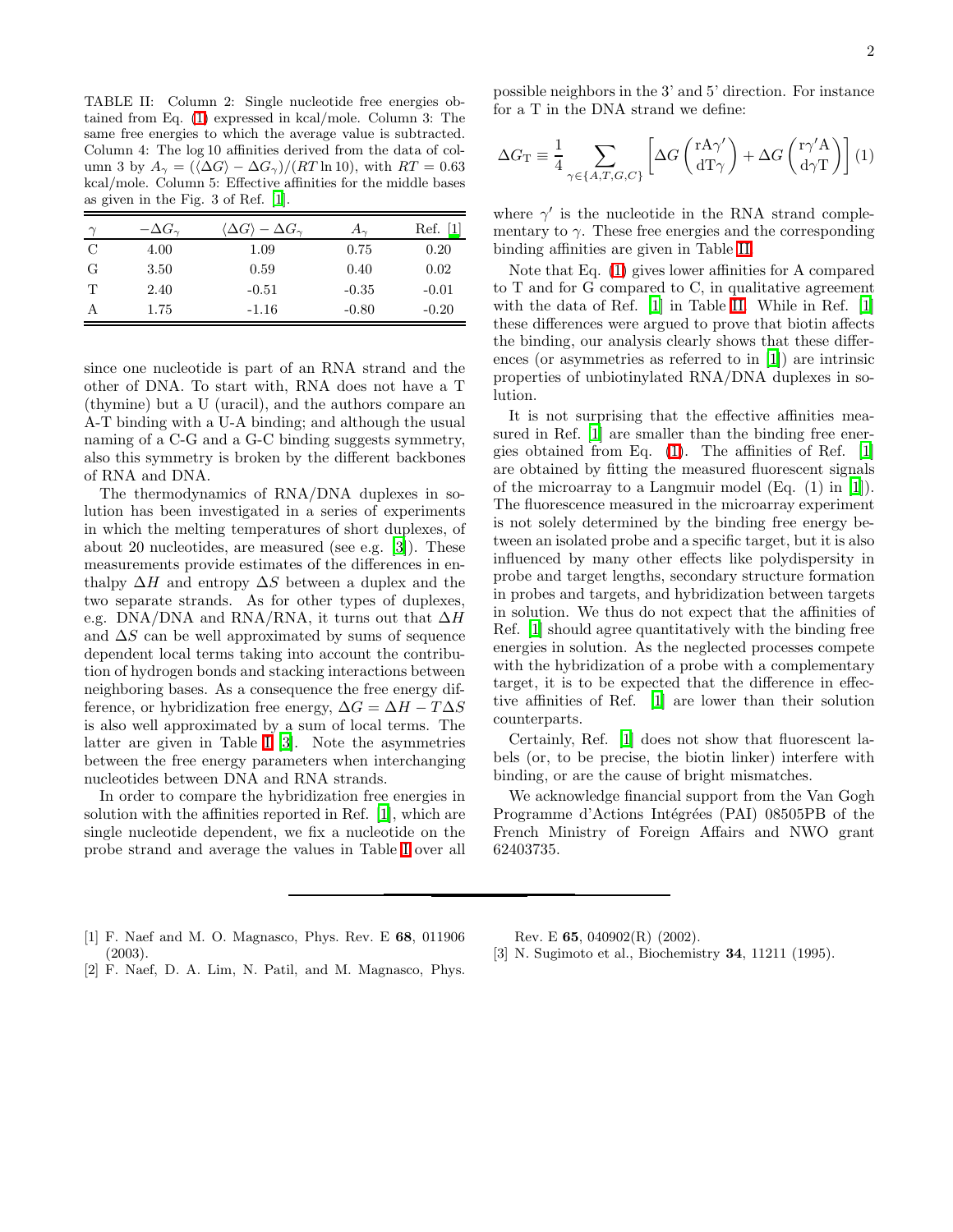TABLE II: Column 2: Single nucleotide free energies obtained from Eq. (1) expressed in kcal/mole. Column 3: The same free energies to which the average value is subtracted. Column 4: The log 10 affinities derived from the data of column 3 by $A_\gamma = (\langle \Delta G \rangle - \Delta G_\gamma)/(RT \ln 10)$, with $RT = 0.63$ kcal/mole. Column 5: Effective affinities for the middle bases as given in the Fig. 3 of Ref. [1].

| $\gamma$ | $-\Delta G_\gamma$ | $\langle \Delta G \rangle - \Delta G_\gamma$ | $A_\gamma$ | Ref. [1] |
|---|---|---|---|---|
| C | 4.00 | 1.09 | 0.75 | 0.20 |
| G | 3.50 | 0.59 | 0.40 | 0.02 |
| T | 2.40 | -0.51 | -0.35 | -0.01 |
| A | 1.75 | -1.16 | -0.80 | -0.20 |

since one nucleotide is part of an RNA strand and the other of DNA. To start with, RNA does not have a T (thymine) but a U (uracil), and the authors compare an A-T binding with a U-A binding; and although the usual naming of a C-G and a G-C binding suggests symmetry, also this symmetry is broken by the different backbones of RNA and DNA.

The thermodynamics of RNA/DNA duplexes in solution has been investigated in a series of experiments in which the melting temperatures of short duplexes, of about 20 nucleotides, are measured (see e.g. [3]). These measurements provide estimates of the differences in enthalpy $\Delta H$ and entropy $\Delta S$ between a duplex and the two separate strands. As for other types of duplexes, e.g. DNA/DNA and RNA/RNA, it turns out that $\Delta H$ and $\Delta S$ can be well approximated by sums of sequence dependent local terms taking into account the contribution of hydrogen bonds and stacking interactions between neighboring bases. As a consequence the free energy difference, or hybridization free energy, $\Delta G = \Delta H - T\Delta S$ is also well approximated by a sum of local terms. The latter are given in Table I [3]. Note the asymmetries between the free energy parameters when interchanging nucleotides between DNA and RNA strands.

In order to compare the hybridization free energies in solution with the affinities reported in Ref. [1], which are single nucleotide dependent, we fix a nucleotide on the probe strand and average the values in Table I over all possible neighbors in the 3' and 5' direction. For instance for a T in the DNA strand we define:

$$\Delta G_{\mathrm{T}} \equiv \frac{1}{4} \sum_{\gamma \in \{A,T,G,C\}} \left[ \Delta G \begin{pmatrix} \mathrm{rA}\gamma' \\ \mathrm{dT}\gamma \end{pmatrix} + \Delta G \begin{pmatrix} \mathrm{r}\gamma'\mathrm{A} \\ \mathrm{d}\gamma\mathrm{T} \end{pmatrix} \right] \quad (1)$$

where $\gamma'$ is the nucleotide in the RNA strand complementary to $\gamma$. These free energies and the corresponding binding affinities are given in Table II.

Note that Eq. (1) gives lower affinities for A compared to T and for G compared to C, in qualitative agreement with the data of Ref. [1] in Table II. While in Ref. [1] these differences were argued to prove that biotin affects the binding, our analysis clearly shows that these differences (or asymmetries as referred to in [1]) are intrinsic properties of unbiotinylated RNA/DNA duplexes in solution.

It is not surprising that the effective affinities measured in Ref. [1] are smaller than the binding free energies obtained from Eq. (1). The affinities of Ref. [1] are obtained by fitting the measured fluorescent signals of the microarray to a Langmuir model (Eq. (1) in [1]). The fluorescence measured in the microarray experiment is not solely determined by the binding free energy between an isolated probe and a specific target, but it is also influenced by many other effects like polydispersity in probe and target lengths, secondary structure formation in probes and targets, and hybridization between targets in solution. We thus do not expect that the affinities of Ref. [1] should agree quantitatively with the binding free energies in solution. As the neglected processes compete with the hybridization of a probe with a complementary target, it is to be expected that the difference in effective affinities of Ref. [1] are lower than their solution counterparts.

Certainly, Ref. [1] does not show that fluorescent labels (or, to be precise, the biotin linker) interfere with binding, or are the cause of bright mismatches.

We acknowledge financial support from the Van Gogh Programme d'Actions Intégrées (PAI) 08505PB of the French Ministry of Foreign Affairs and NWO grant 62403735.

---

[1] F. Naef and M. O. Magnasco, Phys. Rev. E **68**, 011906 (2003).

[2] F. Naef, D. A. Lim, N. Patil, and M. Magnasco, Phys. Rev. E **65**, 040902(R) (2002).

[3] N. Sugimoto et al., Biochemistry **34**, 11211 (1995).